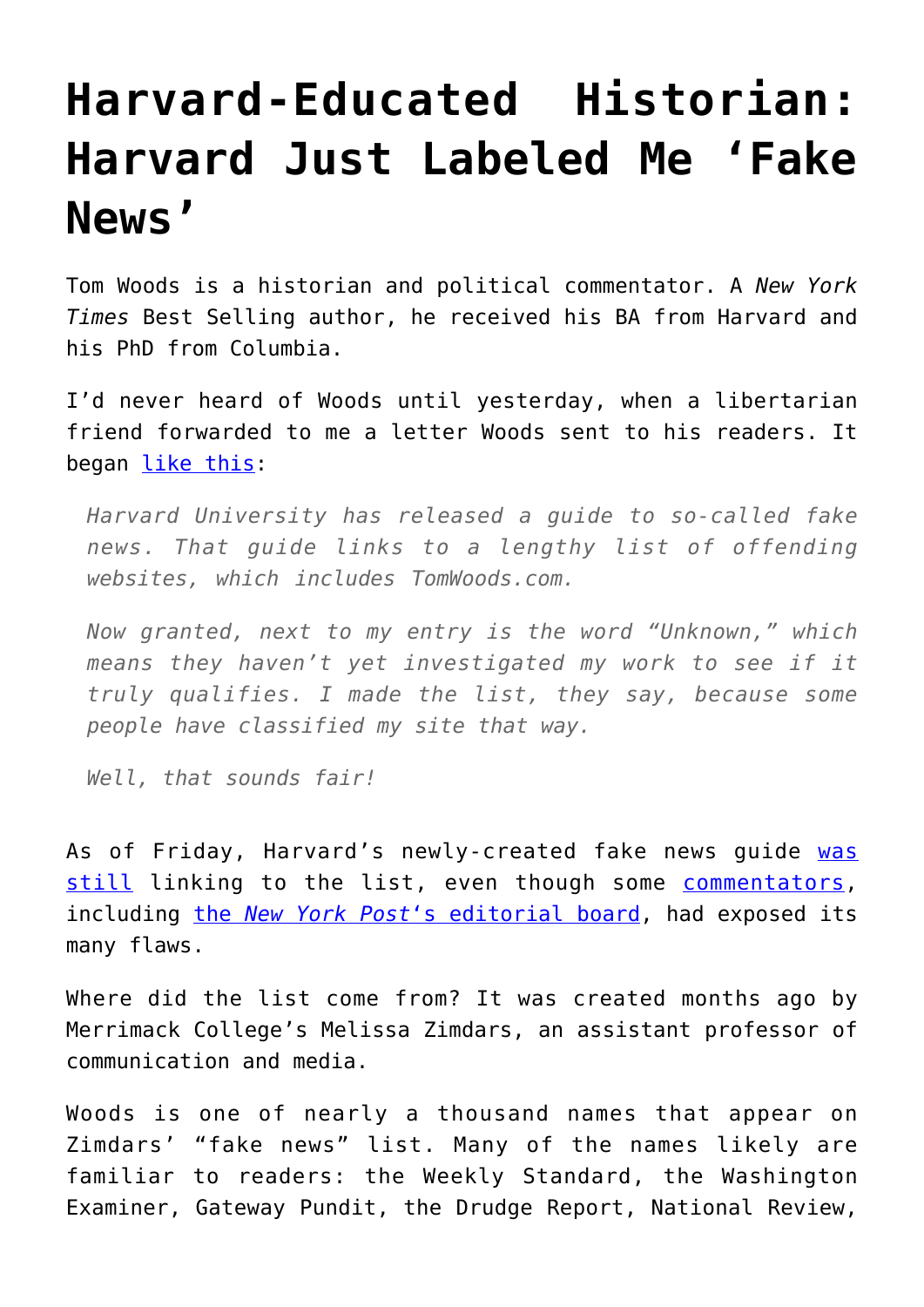# Harvard-Educated Historian: Harvard Just Labeled Me 'Fake News'

Tom Woods is a historian and political commentator. A *New York Times* Best Selling author, he received his BA from Harvard and his PhD from Columbia.

I'd never heard of Woods until yesterday, when a libertarian friend forwarded to me a letter Woods sent to his readers. It began [like this](#):

> *Harvard University has released a guide to so-called fake news. That guide links to a lengthy list of offending websites, which includes TomWoods.com.*
>
> *Now granted, next to my entry is the word "Unknown," which means they haven't yet investigated my work to see if it truly qualifies. I made the list, they say, because some people have classified my site that way.*
>
> *Well, that sounds fair!*

As of Friday, Harvard's newly-created fake news guide [was still](#) linking to the list, even though some [commentators](#), including [the *New York Post*'s editorial board](#), had exposed its many flaws.

Where did the list come from? It was created months ago by Merrimack College's Melissa Zimdars, an assistant professor of communication and media.

Woods is one of nearly a thousand names that appear on Zimdars' "fake news" list. Many of the names likely are familiar to readers: the Weekly Standard, the Washington Examiner, Gateway Pundit, the Drudge Report, National Review,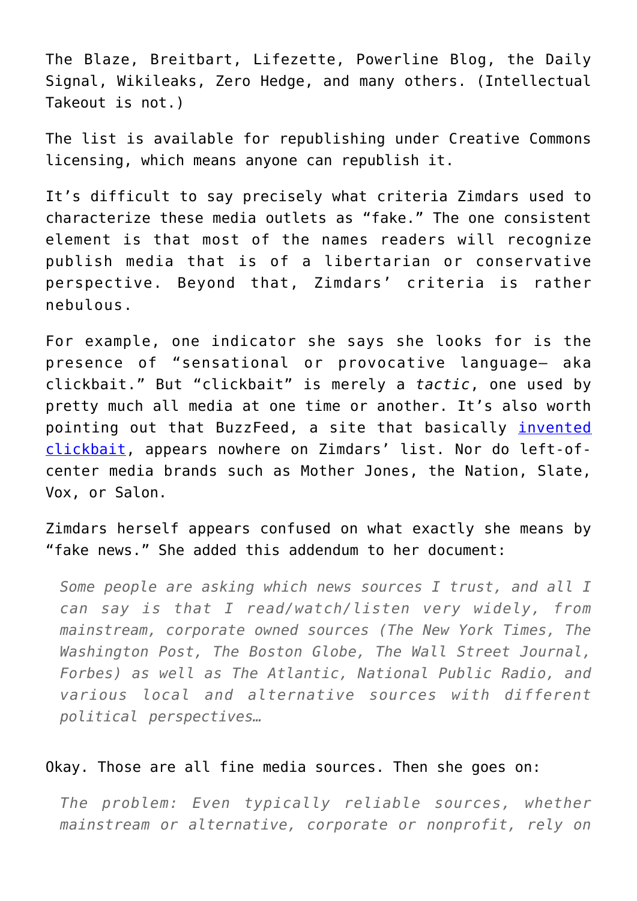The Blaze, Breitbart, Lifezette, Powerline Blog, the Daily Signal, Wikileaks, Zero Hedge, and many others. (Intellectual Takeout is not.)

The list is available for republishing under Creative Commons licensing, which means anyone can republish it.

It's difficult to say precisely what criteria Zimdars used to characterize these media outlets as "fake." The one consistent element is that most of the names readers will recognize publish media that is of a libertarian or conservative perspective. Beyond that, Zimdars' criteria is rather nebulous.

For example, one indicator she says she looks for is the presence of "sensational or provocative language— aka clickbait." But "clickbait" is merely a *tactic*, one used by pretty much all media at one time or another. It's also worth pointing out that BuzzFeed, a site that basically invented clickbait, appears nowhere on Zimdars' list. Nor do left-of-center media brands such as Mother Jones, the Nation, Slate, Vox, or Salon.

Zimdars herself appears confused on what exactly she means by "fake news." She added this addendum to her document:

> *Some people are asking which news sources I trust, and all I can say is that I read/watch/listen very widely, from mainstream, corporate owned sources (The New York Times, The Washington Post, The Boston Globe, The Wall Street Journal, Forbes) as well as The Atlantic, National Public Radio, and various local and alternative sources with different political perspectives…*

Okay. Those are all fine media sources. Then she goes on:

> *The problem: Even typically reliable sources, whether mainstream or alternative, corporate or nonprofit, rely on*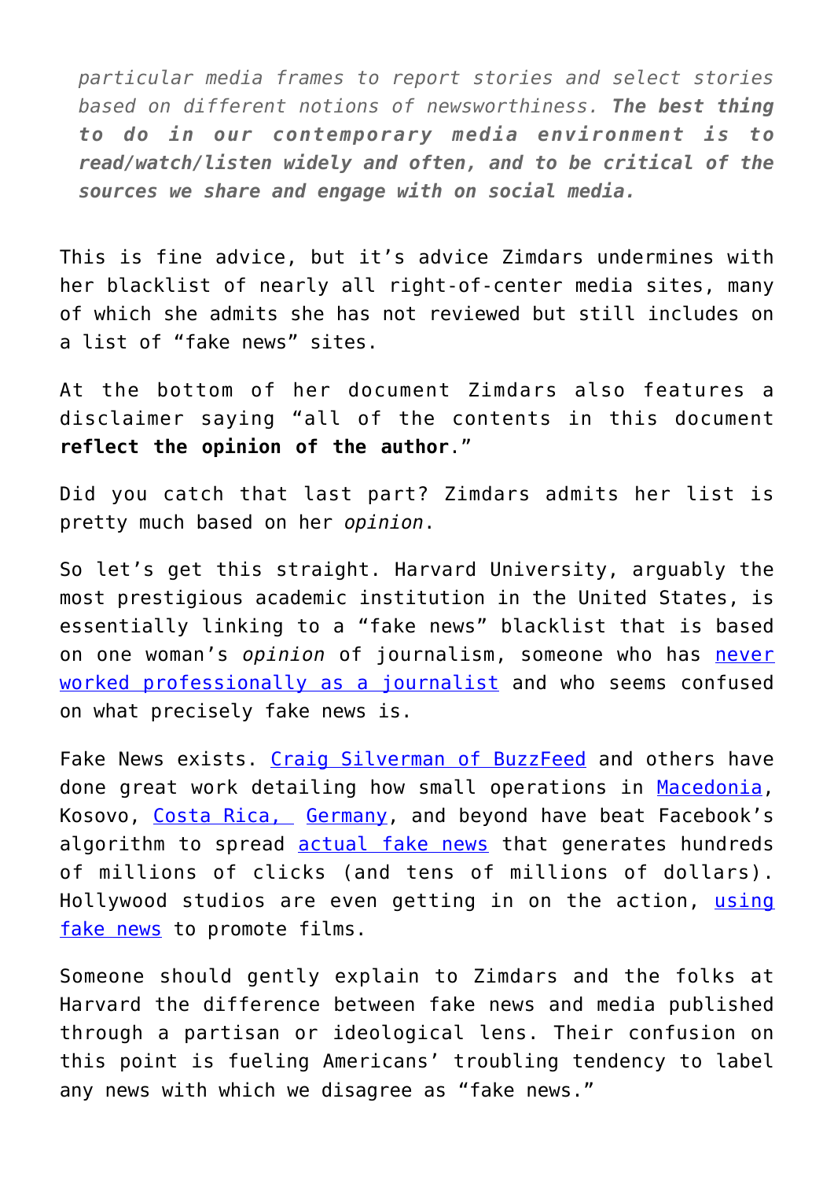> *particular media frames to report stories and select stories based on different notions of newsworthiness.* ***The best thing to do in our contemporary media environment is to read/watch/listen widely and often, and to be critical of the sources we share and engage with on social media.***

This is fine advice, but it's advice Zimdars undermines with her blacklist of nearly all right-of-center media sites, many of which she admits she has not reviewed but still includes on a list of "fake news" sites.

At the bottom of her document Zimdars also features a disclaimer saying "all of the contents in this document **reflect the opinion of the author**."

Did you catch that last part? Zimdars admits her list is pretty much based on her *opinion*.

So let's get this straight. Harvard University, arguably the most prestigious academic institution in the United States, is essentially linking to a "fake news" blacklist that is based on one woman's *opinion* of journalism, someone who has never worked professionally as a journalist and who seems confused on what precisely fake news is.

Fake News exists. Craig Silverman of BuzzFeed and others have done great work detailing how small operations in Macedonia, Kosovo, Costa Rica, Germany, and beyond have beat Facebook's algorithm to spread actual fake news that generates hundreds of millions of clicks (and tens of millions of dollars). Hollywood studios are even getting in on the action, using fake news to promote films.

Someone should gently explain to Zimdars and the folks at Harvard the difference between fake news and media published through a partisan or ideological lens. Their confusion on this point is fueling Americans' troubling tendency to label any news with which we disagree as "fake news."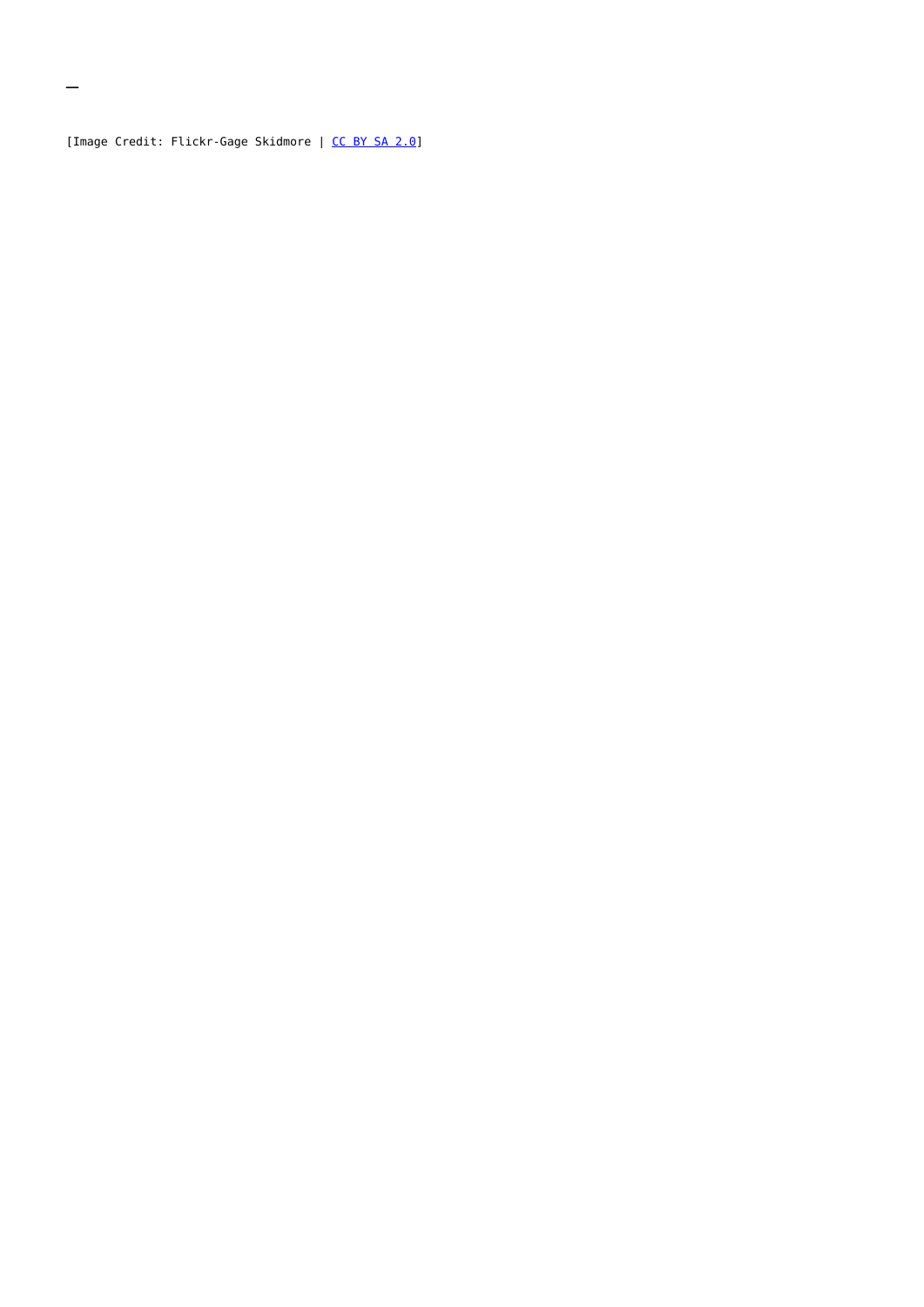—

[Image Credit: Flickr-Gage Skidmore | [CC BY SA 2.0]]